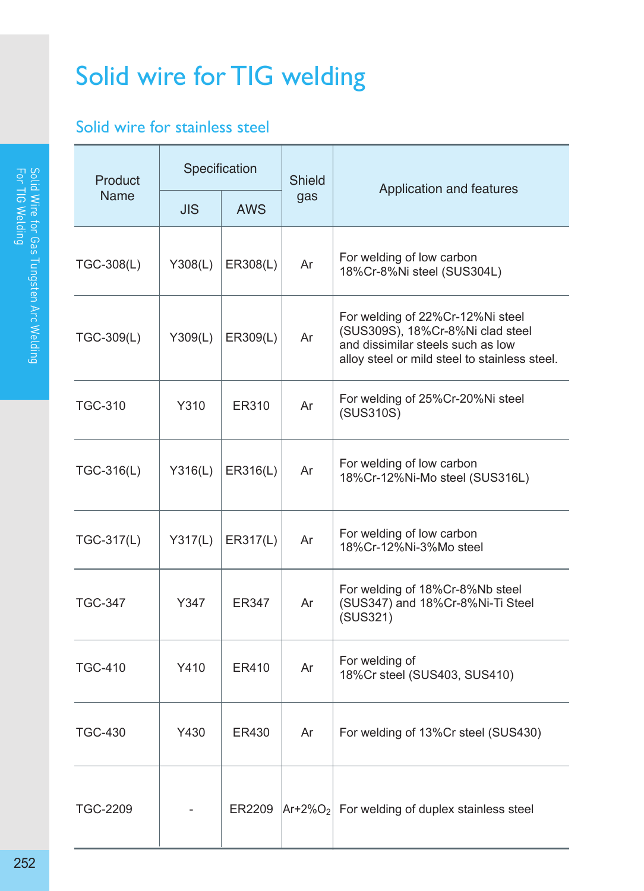# Solid wire for TIG welding

## Solid wire for stainless steel

| Product Name | Specification | | Shield gas | Application and features |
|---|---|---|---|---|
| | JIS | AWS | | |
| TGC-308(L) | Y308(L) | ER308(L) | Ar | For welding of low carbon 18%Cr-8%Ni steel (SUS304L) |
| TGC-309(L) | Y309(L) | ER309(L) | Ar | For welding of 22%Cr-12%Ni steel (SUS309S), 18%Cr-8%Ni clad steel and dissimilar steels such as low alloy steel or mild steel to stainless steel. |
| TGC-310 | Y310 | ER310 | Ar | For welding of 25%Cr-20%Ni steel (SUS310S) |
| TGC-316(L) | Y316(L) | ER316(L) | Ar | For welding of low carbon 18%Cr-12%Ni-Mo steel (SUS316L) |
| TGC-317(L) | Y317(L) | ER317(L) | Ar | For welding of low carbon 18%Cr-12%Ni-3%Mo steel |
| TGC-347 | Y347 | ER347 | Ar | For welding of 18%Cr-8%Nb steel (SUS347) and 18%Cr-8%Ni-Ti Steel (SUS321) |
| TGC-410 | Y410 | ER410 | Ar | For welding of 18%Cr steel (SUS403, SUS410) |
| TGC-430 | Y430 | ER430 | Ar | For welding of 13%Cr steel (SUS430) |
| TGC-2209 | - | ER2209 | Ar+2%$O_2$ | For welding of duplex stainless steel |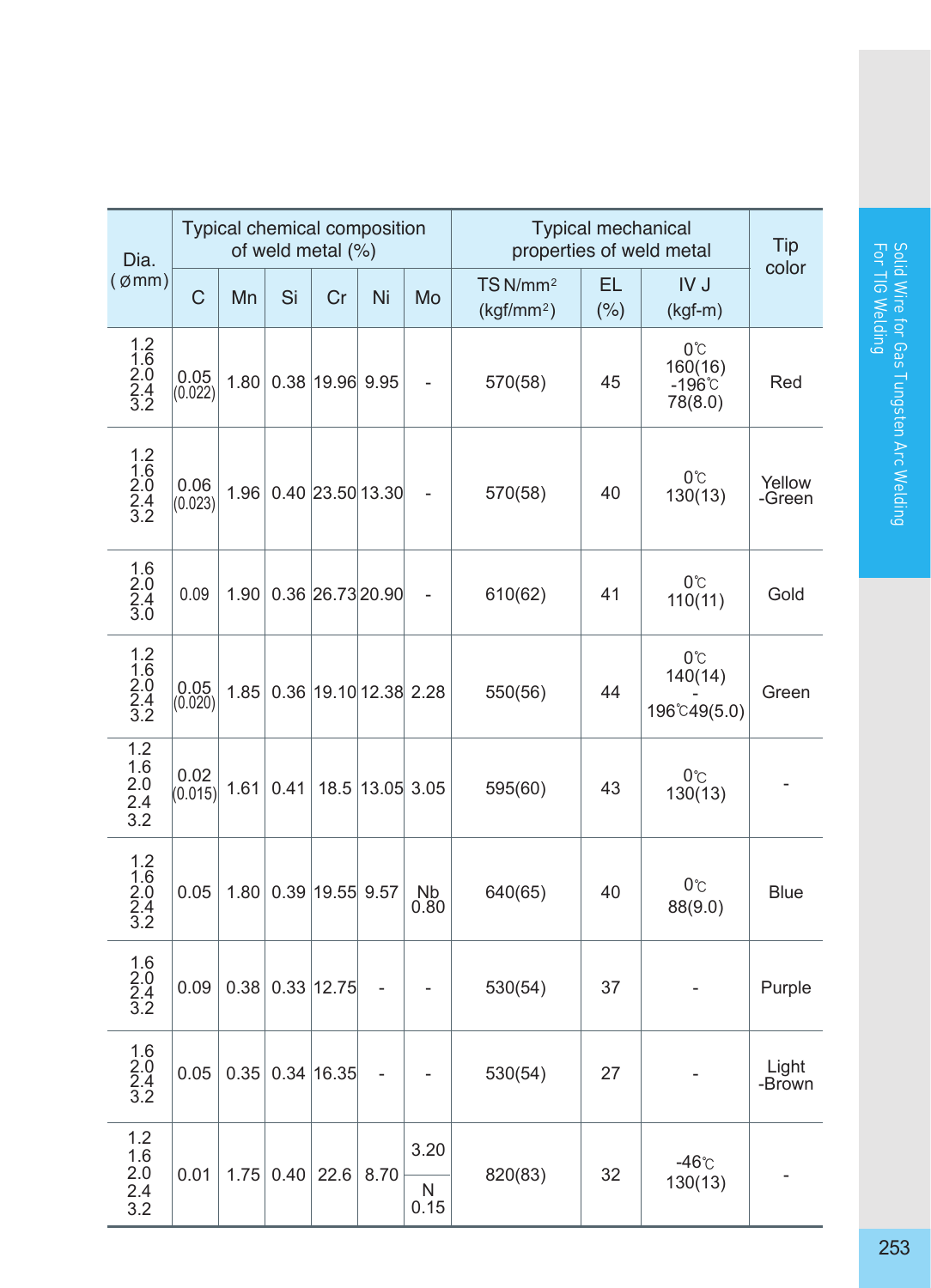| Dia. (ømm) | Typical chemical composition of weld metal (%) | | | | | | Typical mechanical properties of weld metal | | | Tip color |
|---|---|---|---|---|---|---|---|---|---|---|
| | C | Mn | Si | Cr | Ni | Mo | TS N/mm² (kgf/mm²) | EL (%) | IV J (kgf-m) | |
| 1.2 1.6 2.0 2.4 3.2 | 0.05 (0.022) | 1.80 | 0.38 | 19.96 | 9.95 | - | 570(58) | 45 | 0℃ 160(16) -196℃ 78(8.0) | Red |
| 1.2 1.6 2.0 2.4 3.2 | 0.06 (0.023) | 1.96 | 0.40 | 23.50 | 13.30 | - | 570(58) | 40 | 0℃ 130(13) | Yellow -Green |
| 1.6 2.0 2.4 3.0 | 0.09 | 1.90 | 0.36 | 26.73 | 20.90 | - | 610(62) | 41 | 0℃ 110(11) | Gold |
| 1.2 1.6 2.0 2.4 3.2 | 0.05 (0.020) | 1.85 | 0.36 | 19.10 | 12.38 | 2.28 | 550(56) | 44 | 0℃ 140(14) -196℃ 49(5.0) | Green |
| 1.2 1.6 2.0 2.4 3.2 | 0.02 (0.015) | 1.61 | 0.41 | 18.5 | 13.05 | 3.05 | 595(60) | 43 | 0℃ 130(13) | - |
| 1.2 1.6 2.0 2.4 3.2 | 0.05 | 1.80 | 0.39 | 19.55 | 9.57 | Nb 0.80 | 640(65) | 40 | 0℃ 88(9.0) | Blue |
| 1.6 2.0 2.4 3.2 | 0.09 | 0.38 | 0.33 | 12.75 | - | - | 530(54) | 37 | - | Purple |
| 1.6 2.0 2.4 3.2 | 0.05 | 0.35 | 0.34 | 16.35 | - | - | 530(54) | 27 | - | Light -Brown |
| 1.2 1.6 2.0 2.4 3.2 | 0.01 | 1.75 | 0.40 | 22.6 | 8.70 | 3.20 N 0.15 | 820(83) | 32 | -46℃ 130(13) | - |